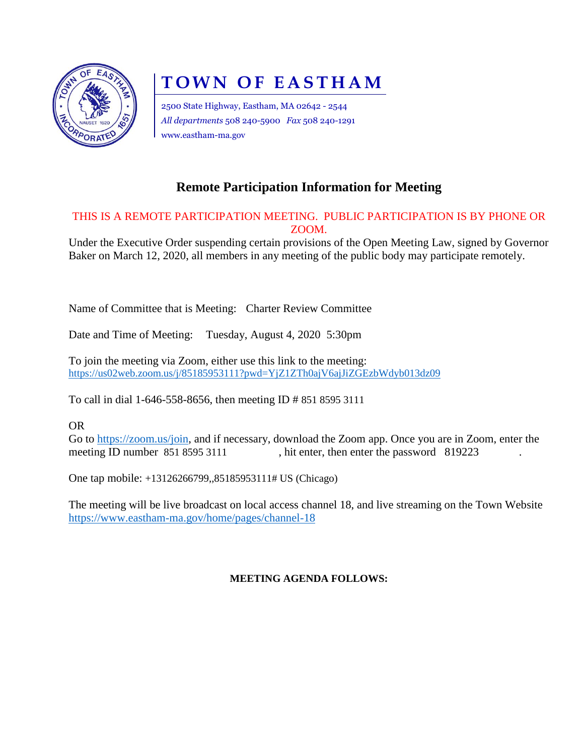# TOWN OF EASTHAM

2500 State Highway, Eastham, MA 02642 - 2544
*All departments* 508 240-5900 *Fax* 508 240-1291
www.eastham-ma.gov

## Remote Participation Information for Meeting

THIS IS A REMOTE PARTICIPATION MEETING. PUBLIC PARTICIPATION IS BY PHONE OR ZOOM.

Under the Executive Order suspending certain provisions of the Open Meeting Law, signed by Governor Baker on March 12, 2020, all members in any meeting of the public body may participate remotely.

Name of Committee that is Meeting: Charter Review Committee

Date and Time of Meeting: Tuesday, August 4, 2020 5:30pm

To join the meeting via Zoom, either use this link to the meeting:
https://us02web.zoom.us/j/85185953111?pwd=YjZ1ZTh0ajV6ajJiZGEzbWdyb013dz09

To call in dial 1-646-558-8656, then meeting ID # 851 8595 3111

OR
Go to https://zoom.us/join, and if necessary, download the Zoom app. Once you are in Zoom, enter the meeting ID number 851 8595 3111 , hit enter, then enter the password 819223 .

One tap mobile: +13126266799,,85185953111# US (Chicago)

The meeting will be live broadcast on local access channel 18, and live streaming on the Town Website https://www.eastham-ma.gov/home/pages/channel-18

**MEETING AGENDA FOLLOWS:**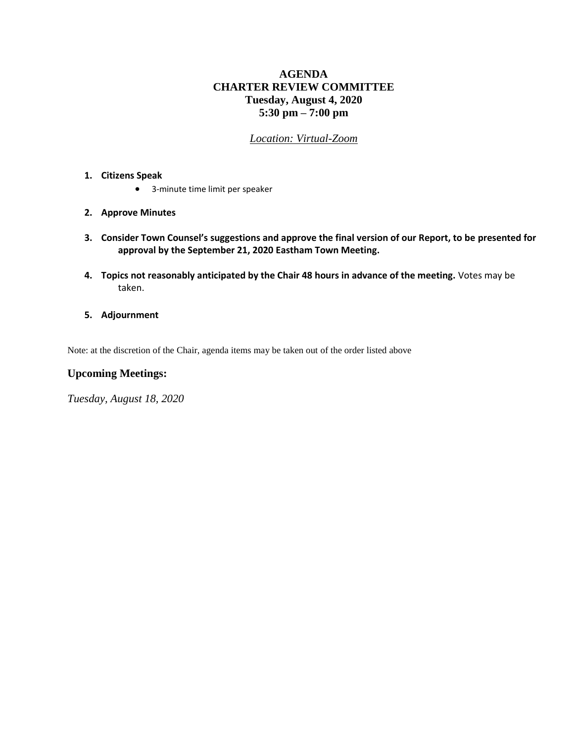# AGENDA
# CHARTER REVIEW COMMITTEE
## Tuesday, August 4, 2020
## 5:30 pm – 7:00 pm

*Location: Virtual-Zoom*

1. **Citizens Speak**
   - 3-minute time limit per speaker

2. **Approve Minutes**

3. **Consider Town Counsel's suggestions and approve the final version of our Report, to be presented for approval by the September 21, 2020 Eastham Town Meeting.**

4. **Topics not reasonably anticipated by the Chair 48 hours in advance of the meeting.** Votes may be taken.

5. **Adjournment**

Note: at the discretion of the Chair, agenda items may be taken out of the order listed above

### Upcoming Meetings:

*Tuesday, August 18, 2020*